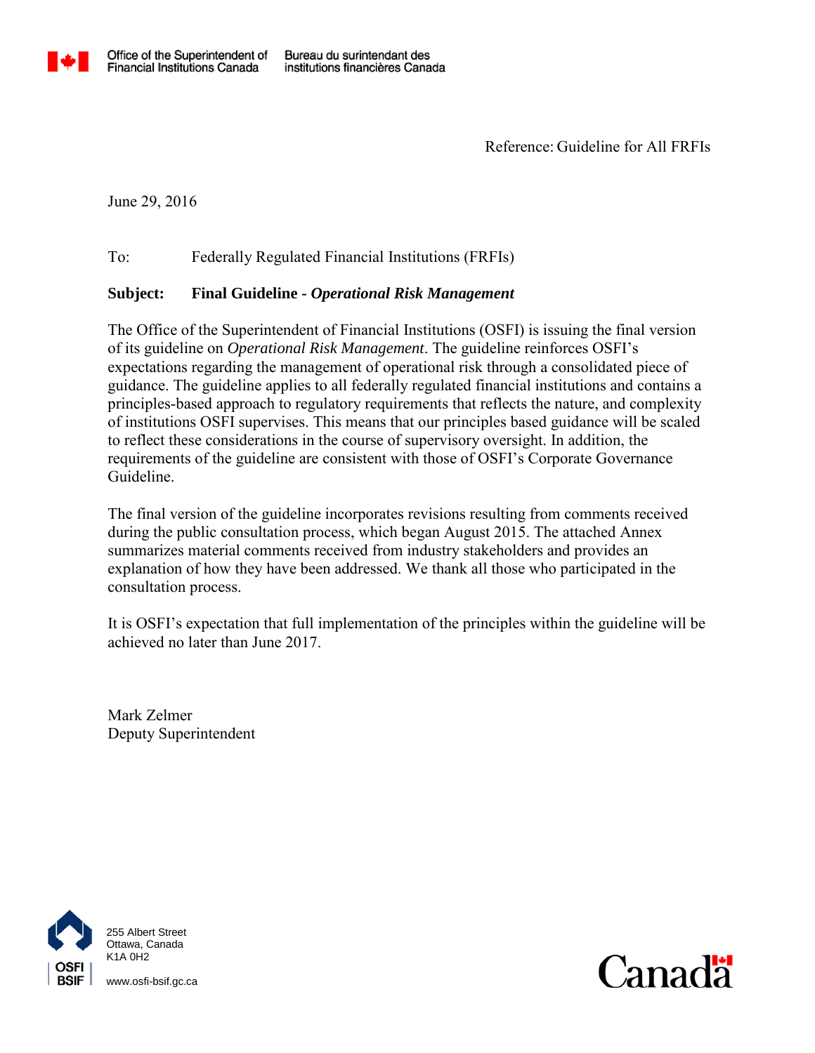Office of the Superintendent of Financial Institutions Canada | Bureau du surintendant des institutions financières Canada

Reference: Guideline for All FRFIs

June 29, 2016

To: Federally Regulated Financial Institutions (FRFIs)

**Subject: Final Guideline -** ***Operational Risk Management***

The Office of the Superintendent of Financial Institutions (OSFI) is issuing the final version of its guideline on *Operational Risk Management*. The guideline reinforces OSFI's expectations regarding the management of operational risk through a consolidated piece of guidance. The guideline applies to all federally regulated financial institutions and contains a principles-based approach to regulatory requirements that reflects the nature, and complexity of institutions OSFI supervises. This means that our principles based guidance will be scaled to reflect these considerations in the course of supervisory oversight. In addition, the requirements of the guideline are consistent with those of OSFI's Corporate Governance Guideline.

The final version of the guideline incorporates revisions resulting from comments received during the public consultation process, which began August 2015. The attached Annex summarizes material comments received from industry stakeholders and provides an explanation of how they have been addressed. We thank all those who participated in the consultation process.

It is OSFI's expectation that full implementation of the principles within the guideline will be achieved no later than June 2017.

Mark Zelmer
Deputy Superintendent

255 Albert Street
Ottawa, Canada
K1A 0H2

www.osfi-bsif.gc.ca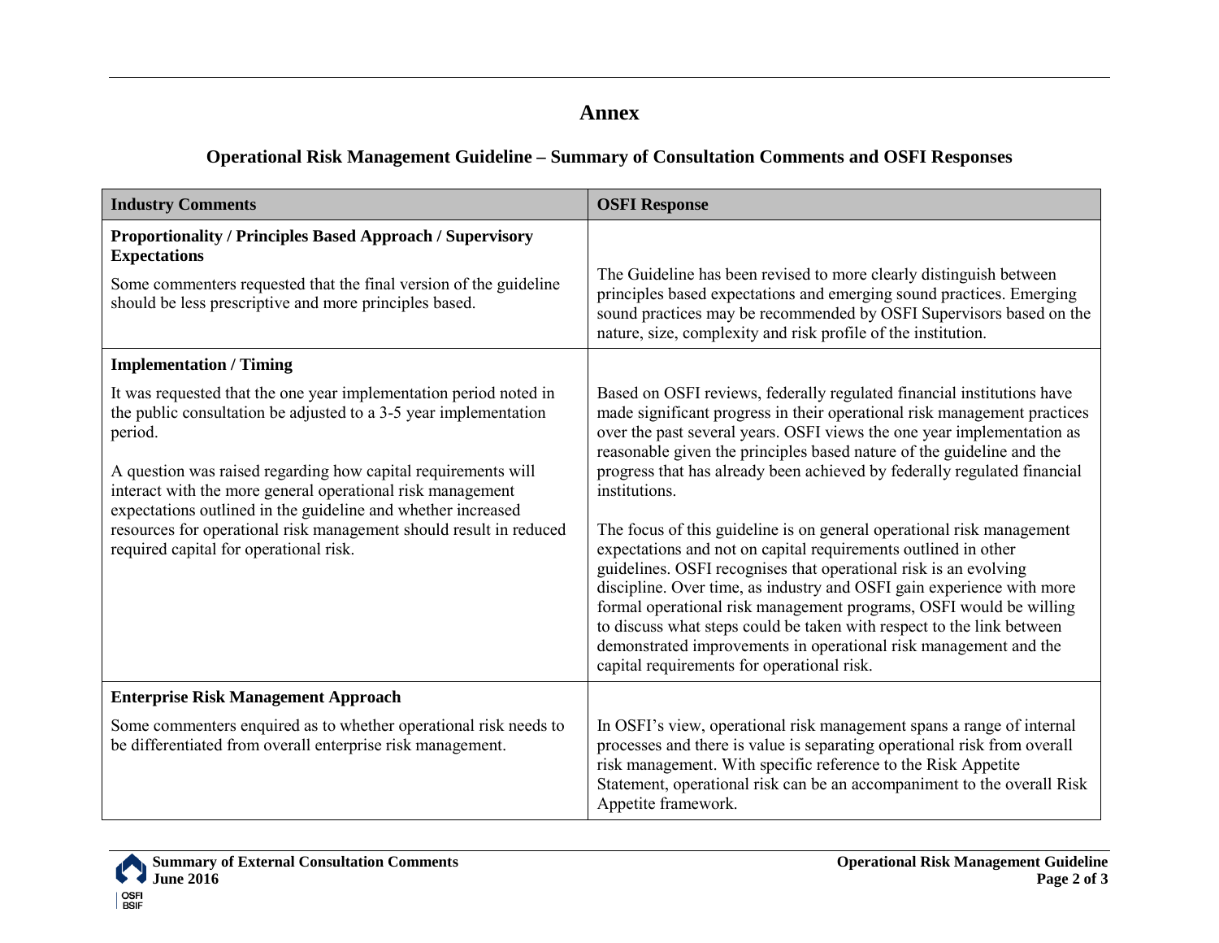# Annex

## Operational Risk Management Guideline – Summary of Consultation Comments and OSFI Responses

| Industry Comments | OSFI Response |
| --- | --- |
| **Proportionality / Principles Based Approach / Supervisory Expectations**<br><br>Some commenters requested that the final version of the guideline should be less prescriptive and more principles based. | The Guideline has been revised to more clearly distinguish between principles based expectations and emerging sound practices. Emerging sound practices may be recommended by OSFI Supervisors based on the nature, size, complexity and risk profile of the institution. |
| **Implementation / Timing**<br><br>It was requested that the one year implementation period noted in the public consultation be adjusted to a 3-5 year implementation period.<br><br>A question was raised regarding how capital requirements will interact with the more general operational risk management expectations outlined in the guideline and whether increased resources for operational risk management should result in reduced required capital for operational risk. | Based on OSFI reviews, federally regulated financial institutions have made significant progress in their operational risk management practices over the past several years. OSFI views the one year implementation as reasonable given the principles based nature of the guideline and the progress that has already been achieved by federally regulated financial institutions.<br><br>The focus of this guideline is on general operational risk management expectations and not on capital requirements outlined in other guidelines. OSFI recognises that operational risk is an evolving discipline. Over time, as industry and OSFI gain experience with more formal operational risk management programs, OSFI would be willing to discuss what steps could be taken with respect to the link between demonstrated improvements in operational risk management and the capital requirements for operational risk. |
| **Enterprise Risk Management Approach**<br><br>Some commenters enquired as to whether operational risk needs to be differentiated from overall enterprise risk management. | In OSFI's view, operational risk management spans a range of internal processes and there is value is separating operational risk from overall risk management. With specific reference to the Risk Appetite Statement, operational risk can be an accompaniment to the overall Risk Appetite framework. |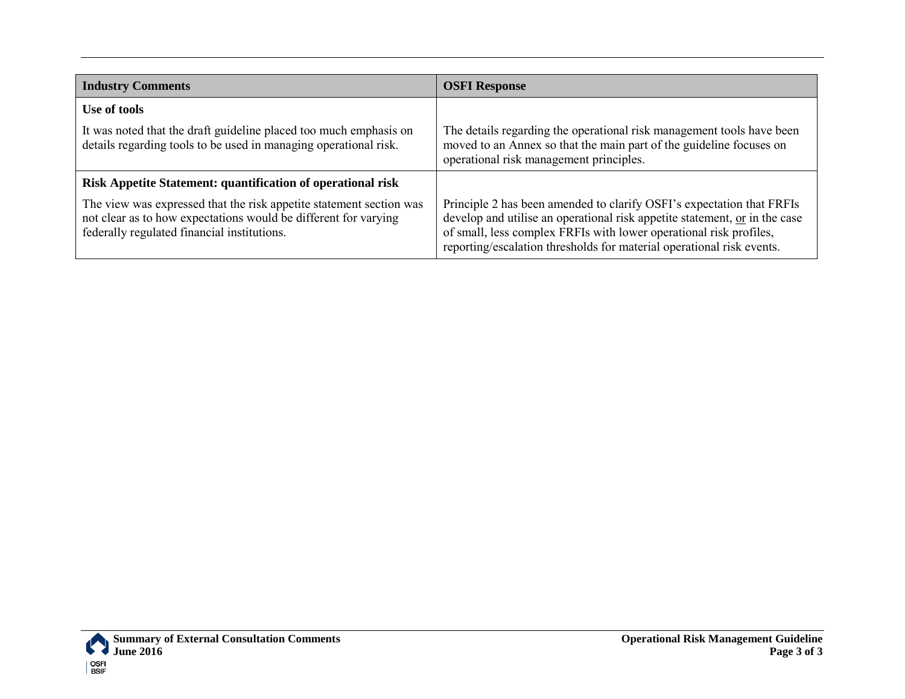| Industry Comments | OSFI Response |
| --- | --- |
| **Use of tools** | |
| It was noted that the draft guideline placed too much emphasis on details regarding tools to be used in managing operational risk. | The details regarding the operational risk management tools have been moved to an Annex so that the main part of the guideline focuses on operational risk management principles. |
| **Risk Appetite Statement: quantification of operational risk** | |
| The view was expressed that the risk appetite statement section was not clear as to how expectations would be different for varying federally regulated financial institutions. | Principle 2 has been amended to clarify OSFI's expectation that FRFIs develop and utilise an operational risk appetite statement, or in the case of small, less complex FRFIs with lower operational risk profiles, reporting/escalation thresholds for material operational risk events. |